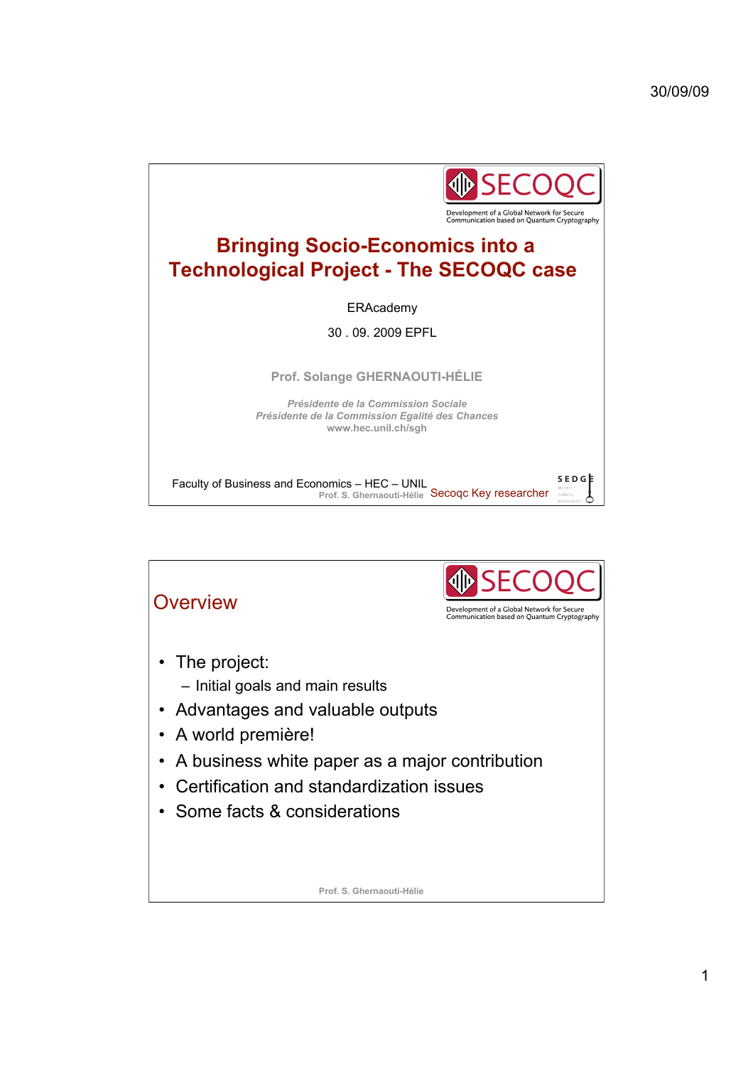# Bringing Socio-Economics into a Technological Project - The SECOQC case

SECOQC

Development of a Global Network for Secure Communication based on Quantum Cryptography

ERAcademy

30 . 09. 2009 EPFL

**Prof. Solange GHERNAOUTI-HÉLIE**

***Présidente de la Commission Sociale***
***Présidente de la Commission Egalité des Chances***
**www.hec.unil.ch/sgh**

Faculty of Business and Economics – HEC – UNIL

Secoqc Key researcher

---

## Overview

SECOQC

Development of a Global Network for Secure Communication based on Quantum Cryptography

- The project:
  - Initial goals and main results
- Advantages and valuable outputs
- A world première!
- A business white paper as a major contribution
- Certification and standardization issues
- Some facts & considerations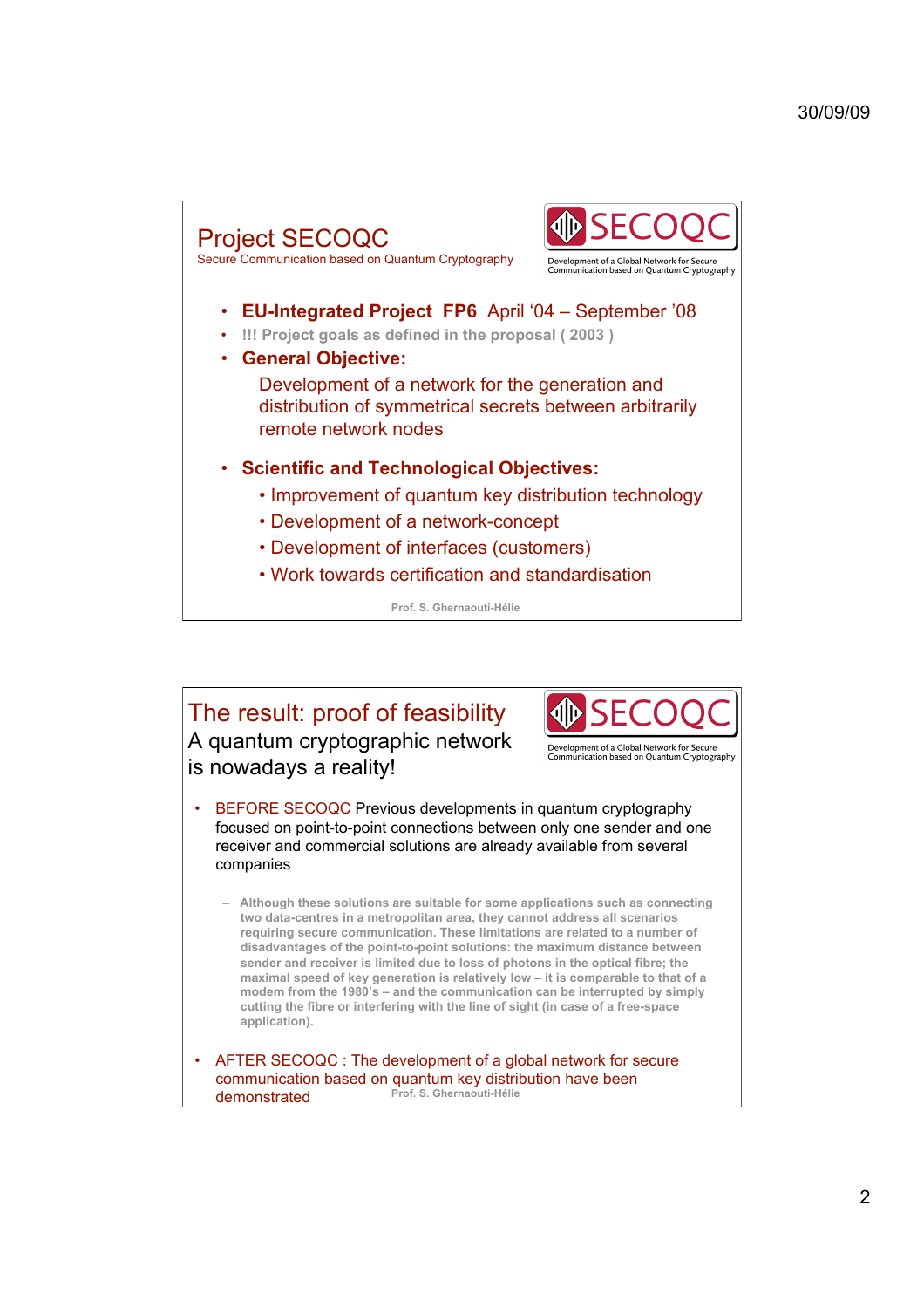## Project SECOQC

Secure Communication based on Quantum Cryptography

SECOQC
Development of a Global Network for Secure Communication based on Quantum Cryptography

- **EU-Integrated Project FP6** April '04 – September '08
- **!!! Project goals as defined in the proposal ( 2003 )**
- **General Objective:**

  Development of a network for the generation and distribution of symmetrical secrets between arbitrarily remote network nodes

- **Scientific and Technological Objectives:**
  - Improvement of quantum key distribution technology
  - Development of a network-concept
  - Development of interfaces (customers)
  - Work towards certification and standardisation

Prof. S. Ghernaouti-Hélie

## The result: proof of feasibility

A quantum cryptographic network is nowadays a reality!

SECOQC
Development of a Global Network for Secure Communication based on Quantum Cryptography

- BEFORE SECOQC Previous developments in quantum cryptography focused on point-to-point connections between only one sender and one receiver and commercial solutions are already available from several companies
  - Although these solutions are suitable for some applications such as connecting two data-centres in a metropolitan area, they cannot address all scenarios requiring secure communication. These limitations are related to a number of disadvantages of the point-to-point solutions: the maximum distance between sender and receiver is limited due to loss of photons in the optical fibre; the maximal speed of key generation is relatively low – it is comparable to that of a modem from the 1980's – and the communication can be interrupted by simply cutting the fibre or interfering with the line of sight (in case of a free-space application).
- AFTER SECOQC : The development of a global network for secure communication based on quantum key distribution have been demonstrated

Prof. S. Ghernaouti-Hélie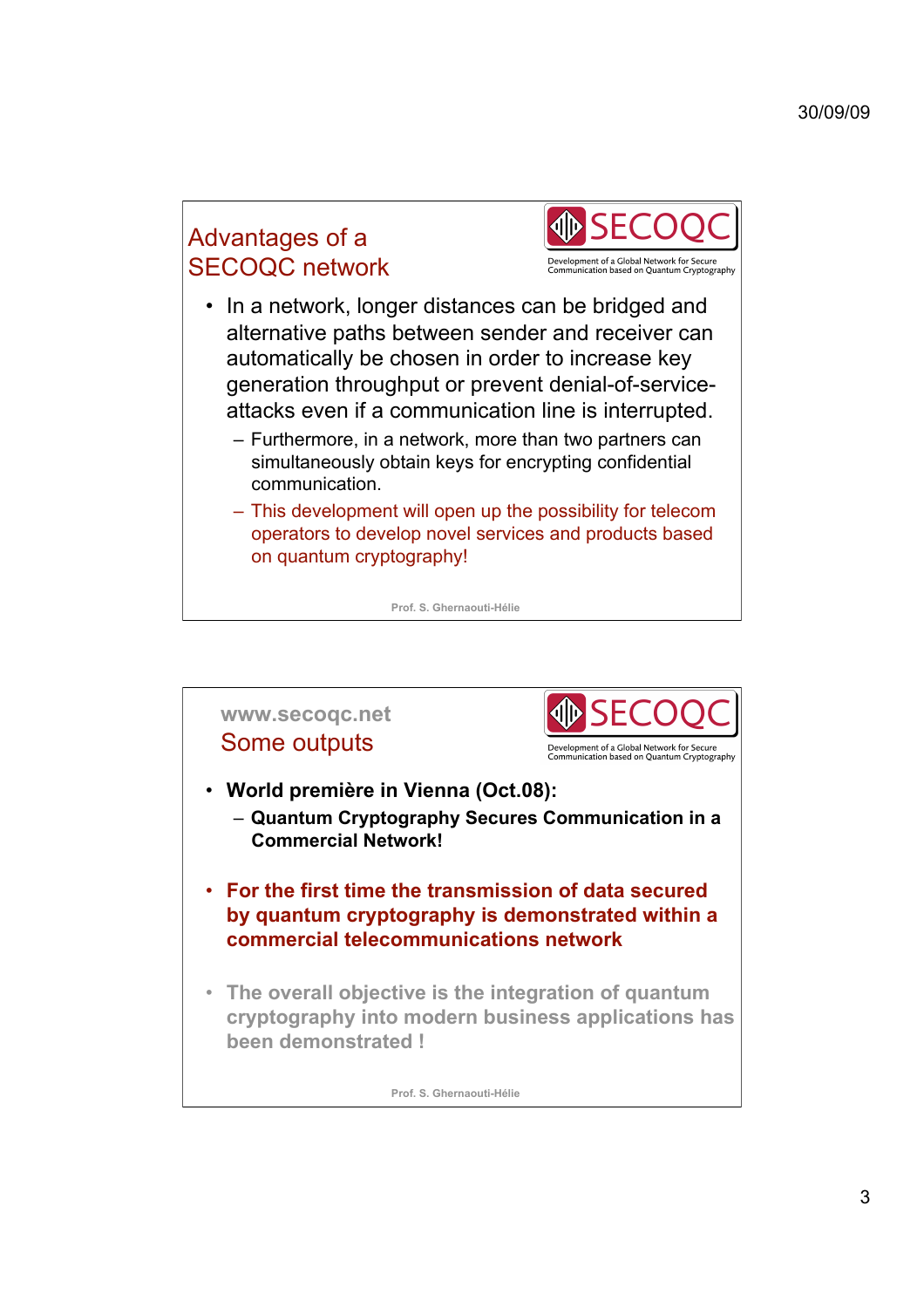## Advantages of a SECOQC network

SECOQC

Development of a Global Network for Secure Communication based on Quantum Cryptography

- In a network, longer distances can be bridged and alternative paths between sender and receiver can automatically be chosen in order to increase key generation throughput or prevent denial-of-service-attacks even if a communication line is interrupted.
  - Furthermore, in a network, more than two partners can simultaneously obtain keys for encrypting confidential communication.
  - This development will open up the possibility for telecom operators to develop novel services and products based on quantum cryptography!

Prof. S. Ghernaouti-Hélie

## www.secoqc.net
## Some outputs

SECOQC

Development of a Global Network for Secure Communication based on Quantum Cryptography

- **World première in Vienna (Oct.08):**
  - **Quantum Cryptography Secures Communication in a Commercial Network!**
- **For the first time the transmission of data secured by quantum cryptography is demonstrated within a commercial telecommunications network**
- **The overall objective is the integration of quantum cryptography into modern business applications has been demonstrated !**

Prof. S. Ghernaouti-Hélie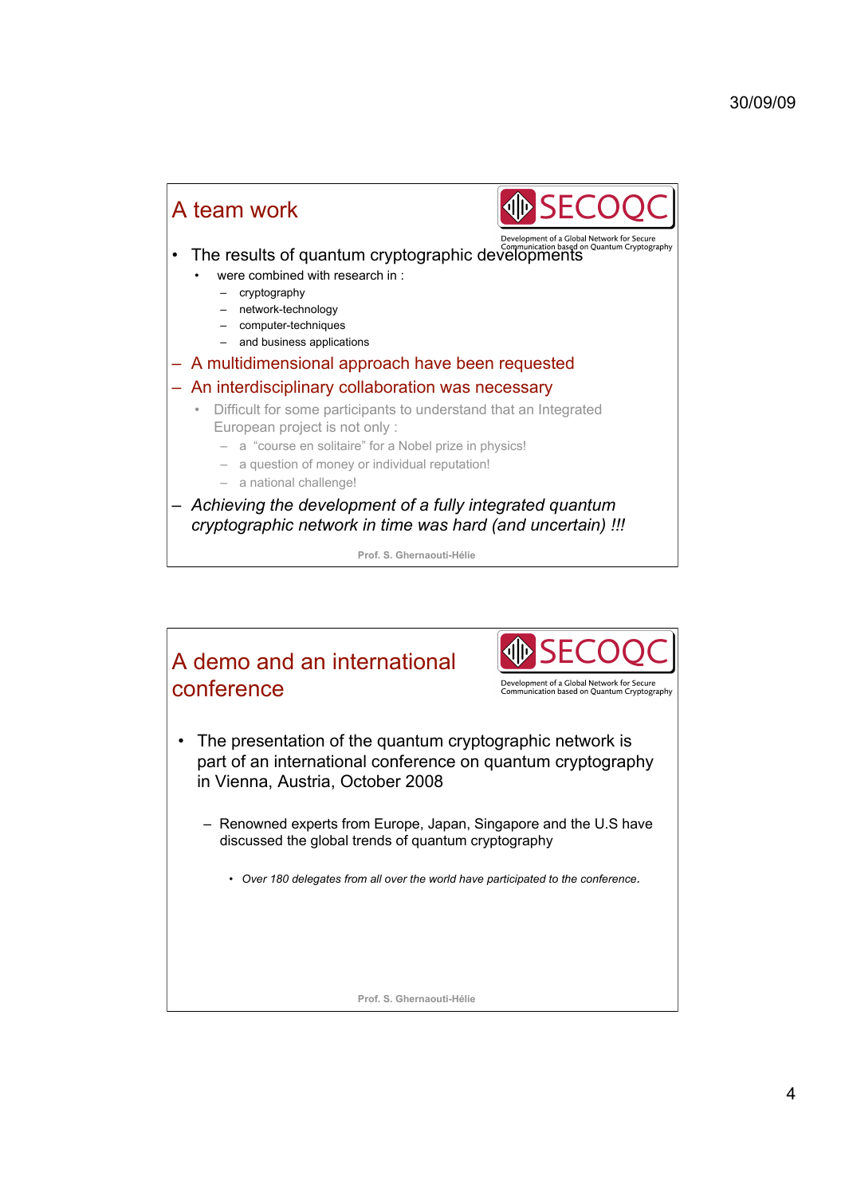## A team work

SECOQC — Development of a Global Network for Secure Communication based on Quantum Cryptography

- The results of quantum cryptographic developments
  - were combined with research in :
    - cryptography
    - network-technology
    - computer-techniques
    - and business applications
- A multidimensional approach have been requested
- An interdisciplinary collaboration was necessary
  - Difficult for some participants to understand that an Integrated European project is not only :
    - a “course en solitaire” for a Nobel prize in physics!
    - a question of money or individual reputation!
    - a national challenge!
- *Achieving the development of a fully integrated quantum cryptographic network in time was hard (and uncertain) !!!*

Prof. S. Ghernaouti-Hélie

## A demo and an international conference

SECOQC — Development of a Global Network for Secure Communication based on Quantum Cryptography

- The presentation of the quantum cryptographic network is part of an international conference on quantum cryptography in Vienna, Austria, October 2008
  - Renowned experts from Europe, Japan, Singapore and the U.S have discussed the global trends of quantum cryptography
    - *Over 180 delegates from all over the world have participated to the conference.*

Prof. S. Ghernaouti-Hélie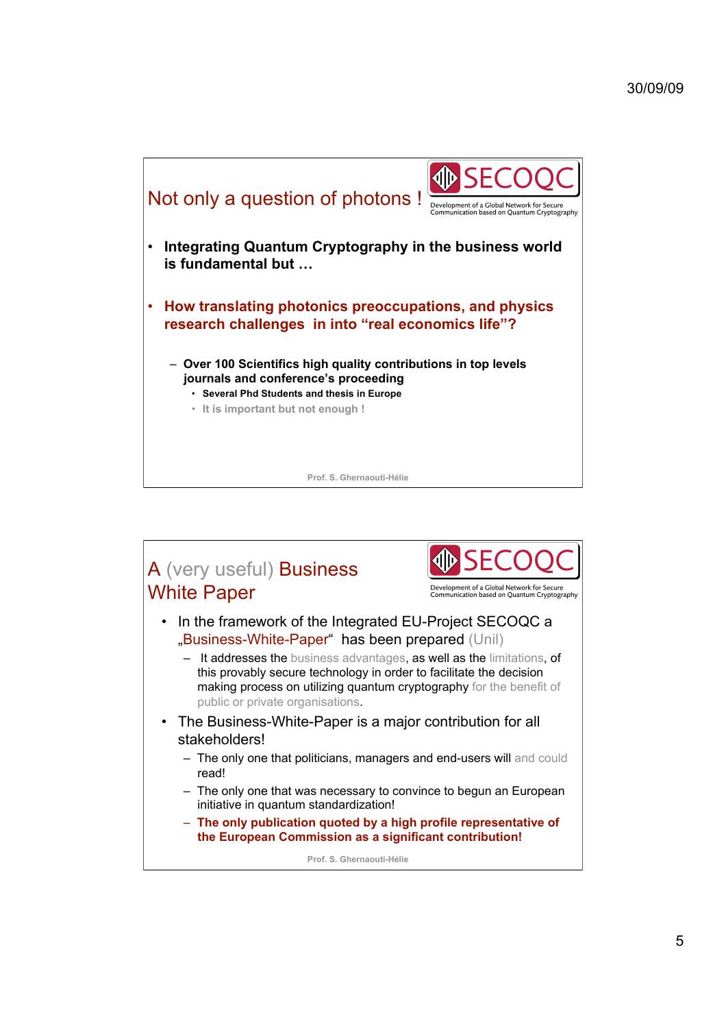## Not only a question of photons !

SECOQC — Development of a Global Network for Secure Communication based on Quantum Cryptography

- **Integrating Quantum Cryptography in the business world is fundamental but …**
- **How translating photonics preoccupations, and physics research challenges in into "real economics life"?**
  - **Over 100 Scientifics high quality contributions in top levels journals and conference's proceeding**
    - **Several Phd Students and thesis in Europe**
    - **It is important but not enough !**

Prof. S. Ghernaouti-Hélie

## A (very useful) Business White Paper

SECOQC — Development of a Global Network for Secure Communication based on Quantum Cryptography

- In the framework of the Integrated EU-Project SECOQC a „Business-White-Paper" has been prepared (Unil)
  - It addresses the business advantages, as well as the limitations, of this provably secure technology in order to facilitate the decision making process on utilizing quantum cryptography for the benefit of public or private organisations.
- The Business-White-Paper is a major contribution for all stakeholders!
  - The only one that politicians, managers and end-users will and could read!
  - The only one that was necessary to convince to begun an European initiative in quantum standardization!
  - **The only publication quoted by a high profile representative of the European Commission as a significant contribution!**

Prof. S. Ghernaouti-Hélie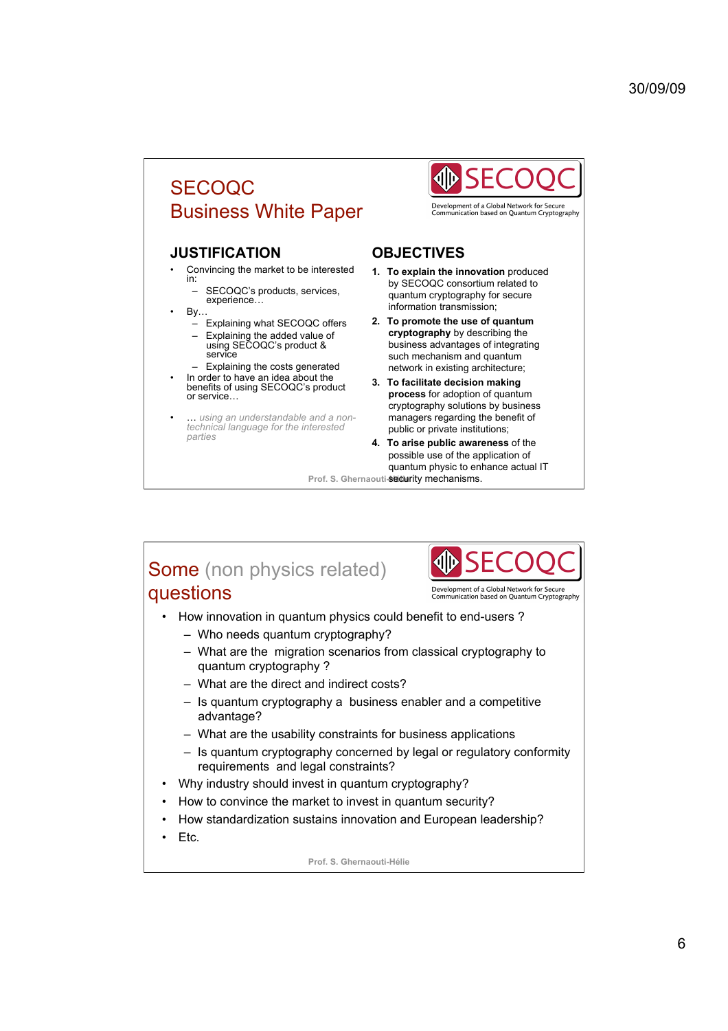# SECOQC Business White Paper

SECOQC

Development of a Global Network for Secure Communication based on Quantum Cryptography

## JUSTIFICATION

- Convincing the market to be interested in:
  - SECOQC's products, services, experience…
- By…
  - Explaining what SECOQC offers
  - Explaining the added value of using SECOQC's product & service
  - Explaining the costs generated
- In order to have an idea about the benefits of using SECOQC's product or service…
- *… using an understandable and a non-technical language for the interested parties*

## OBJECTIVES

1. **To explain the innovation** produced by SECOQC consortium related to quantum cryptography for secure information transmission;
2. **To promote the use of quantum cryptography** by describing the business advantages of integrating such mechanism and quantum network in existing architecture;
3. **To facilitate decision making process** for adoption of quantum cryptography solutions by business managers regarding the benefit of public or private institutions;
4. **To arise public awareness** of the possible use of the application of quantum physic to enhance actual IT security mechanisms.

Prof. S. Ghernaouti-Hélie

# Some (non physics related) questions

SECOQC

Development of a Global Network for Secure Communication based on Quantum Cryptography

- How innovation in quantum physics could benefit to end-users ?
  - Who needs quantum cryptography?
  - What are the migration scenarios from classical cryptography to quantum cryptography ?
  - What are the direct and indirect costs?
  - Is quantum cryptography a business enabler and a competitive advantage?
  - What are the usability constraints for business applications
  - Is quantum cryptography concerned by legal or regulatory conformity requirements and legal constraints?
- Why industry should invest in quantum cryptography?
- How to convince the market to invest in quantum security?
- How standardization sustains innovation and European leadership?
- Etc.

Prof. S. Ghernaouti-Hélie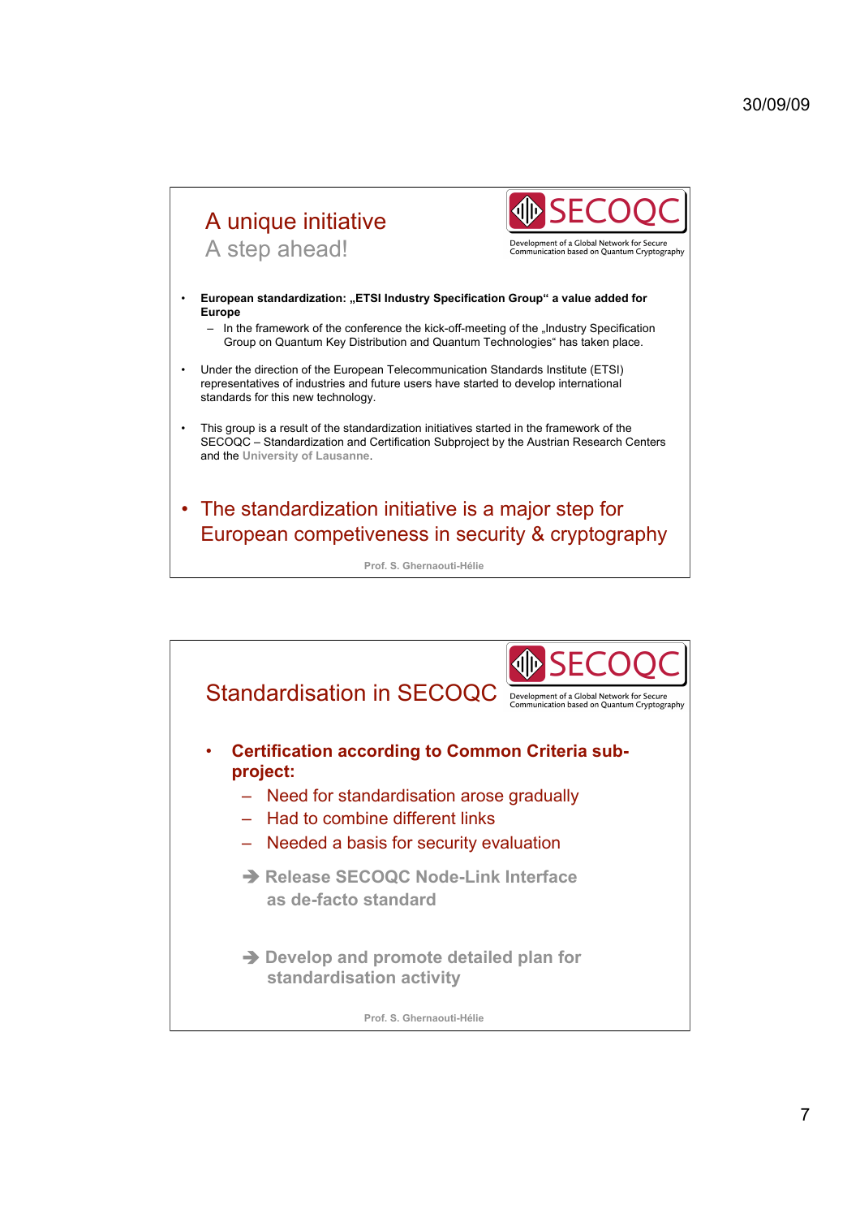30/09/09

## A unique initiative
A step ahead!

SECOQC
Development of a Global Network for Secure Communication based on Quantum Cryptography

- **European standardization: „ETSI Industry Specification Group“ a value added for Europe**
  - In the framework of the conference the kick-off-meeting of the „Industry Specification Group on Quantum Key Distribution and Quantum Technologies“ has taken place.
- Under the direction of the European Telecommunication Standards Institute (ETSI) representatives of industries and future users have started to develop international standards for this new technology.
- This group is a result of the standardization initiatives started in the framework of the SECOQC – Standardization and Certification Subproject by the Austrian Research Centers and the University of Lausanne.
- The standardization initiative is a major step for European competiveness in security & cryptography

Prof. S. Ghernaouti-Hélie

## Standardisation in SECOQC

SECOQC
Development of a Global Network for Secure Communication based on Quantum Cryptography

- **Certification according to Common Criteria sub-project:**
  - Need for standardisation arose gradually
  - Had to combine different links
  - Needed a basis for security evaluation

  ➔ **Release SECOQC Node-Link Interface as de-facto standard**

  ➔ **Develop and promote detailed plan for standardisation activity**

Prof. S. Ghernaouti-Hélie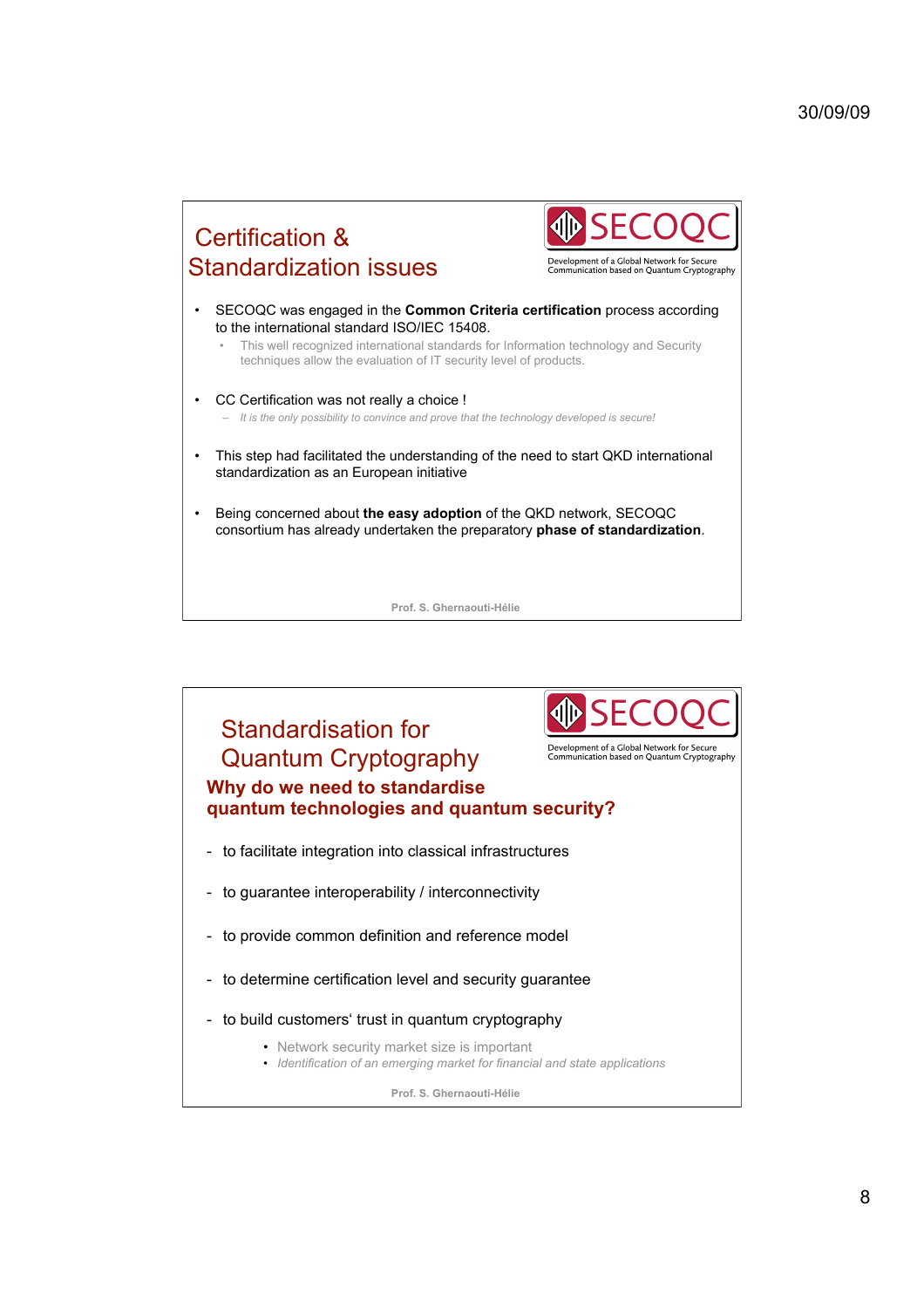## Certification & Standardization issues

SECOQC

Development of a Global Network for Secure Communication based on Quantum Cryptography

- SECOQC was engaged in the **Common Criteria certification** process according to the international standard ISO/IEC 15408.
  - This well recognized international standards for Information technology and Security techniques allow the evaluation of IT security level of products.
- CC Certification was not really a choice !
  - *It is the only possibility to convince and prove that the technology developed is secure!*
- This step had facilitated the understanding of the need to start QKD international standardization as an European initiative
- Being concerned about **the easy adoption** of the QKD network, SECOQC consortium has already undertaken the preparatory **phase of standardization**.

Prof. S. Ghernaouti-Hélie

## Standardisation for Quantum Cryptography

SECOQC

Development of a Global Network for Secure Communication based on Quantum Cryptography

### Why do we need to standardise quantum technologies and quantum security?

- to facilitate integration into classical infrastructures
- to guarantee interoperability / interconnectivity
- to provide common definition and reference model
- to determine certification level and security guarantee
- to build customers' trust in quantum cryptography
  - Network security market size is important
  - *Identification of an emerging market for financial and state applications*

Prof. S. Ghernaouti-Hélie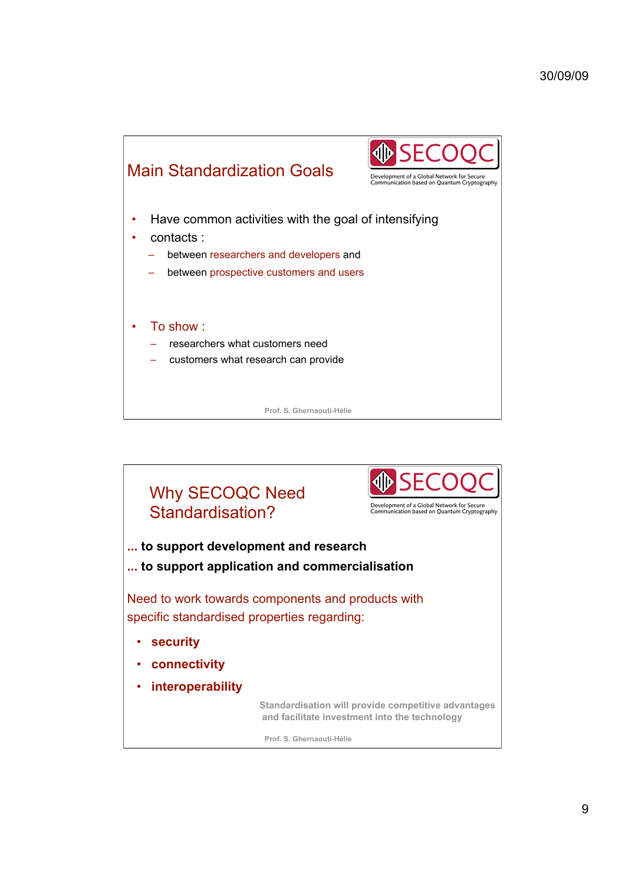## Main Standardization Goals

SECOQC — Development of a Global Network for Secure Communication based on Quantum Cryptography

- Have common activities with the goal of intensifying
- contacts :
  - between researchers and developers and
  - between prospective customers and users

- To show :
  - researchers what customers need
  - customers what research can provide

Prof. S. Ghernaouti-Hélie

## Why SECOQC Need Standardisation?

SECOQC — Development of a Global Network for Secure Communication based on Quantum Cryptography

**... to support development and research**

**... to support application and commercialisation**

Need to work towards components and products with specific standardised properties regarding:

- **security**
- **connectivity**
- **interoperability**

**Standardisation will provide competitive advantages and facilitate investment into the technology**

Prof. S. Ghernaouti-Hélie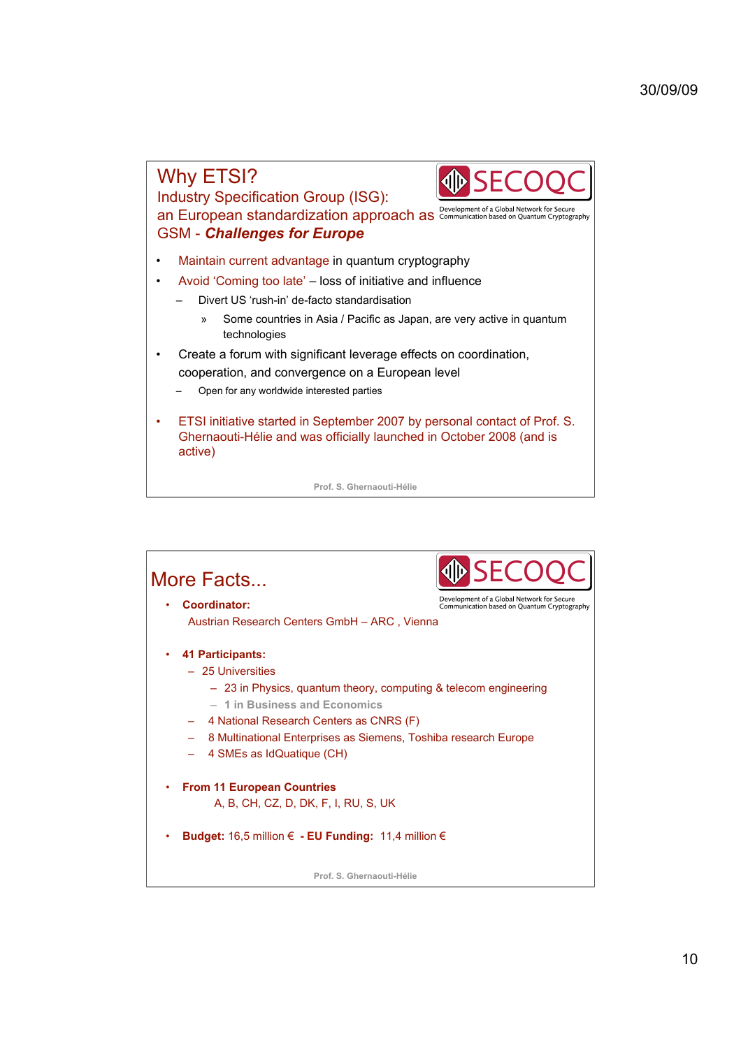## Why ETSI?

### Industry Specification Group (ISG): an European standardization approach as GSM - ***Challenges for Europe***

SECOQC — Development of a Global Network for Secure Communication based on Quantum Cryptography

- Maintain current advantage in quantum cryptography
- Avoid ‘Coming too late’ – loss of initiative and influence
  - Divert US ‘rush-in’ de-facto standardisation
    - Some countries in Asia / Pacific as Japan, are very active in quantum technologies
- Create a forum with significant leverage effects on coordination, cooperation, and convergence on a European level
  - Open for any worldwide interested parties
- ETSI initiative started in September 2007 by personal contact of Prof. S. Ghernaouti-Hélie and was officially launched in October 2008 (and is active)

Prof. S. Ghernaouti-Hélie

## More Facts...

SECOQC — Development of a Global Network for Secure Communication based on Quantum Cryptography

- **Coordinator:**
  Austrian Research Centers GmbH – ARC , Vienna
- **41 Participants:**
  - 25 Universities
    - 23 in Physics, quantum theory, computing & telecom engineering
    - 1 in Business and Economics
  - 4 National Research Centers as CNRS (F)
  - 8 Multinational Enterprises as Siemens, Toshiba research Europe
  - 4 SMEs as IdQuatique (CH)
- **From 11 European Countries**
  A, B, CH, CZ, D, DK, F, I, RU, S, UK
- **Budget:** 16,5 million € **- EU Funding:** 11,4 million €

Prof. S. Ghernaouti-Hélie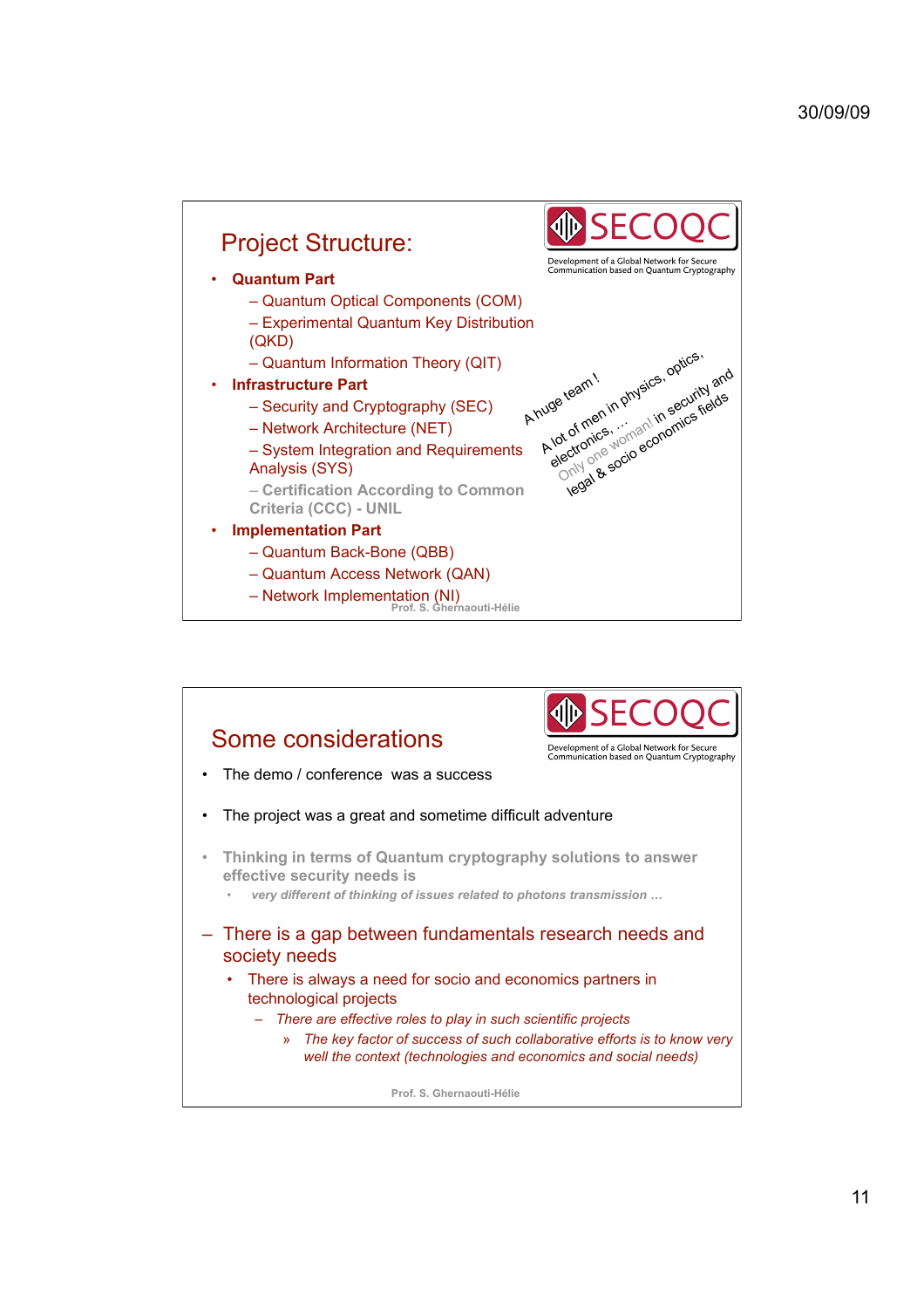## Project Structure:

SECOQC — Development of a Global Network for Secure Communication based on Quantum Cryptography

- **Quantum Part**
  - Quantum Optical Components (COM)
  - Experimental Quantum Key Distribution (QKD)
  - Quantum Information Theory (QIT)
- **Infrastructure Part**
  - Security and Cryptography (SEC)
  - Network Architecture (NET)
  - System Integration and Requirements Analysis (SYS)
  - **Certification According to Common Criteria (CCC) - UNIL**
- **Implementation Part**
  - Quantum Back-Bone (QBB)
  - Quantum Access Network (QAN)
  - Network Implementation (NI)

A huge team ! A lot of men in physics, optics, electronics, … in security and Only one woman! legal & socio economics fields

Prof. S. Ghernaouti-Hélie

## Some considerations

SECOQC — Development of a Global Network for Secure Communication based on Quantum Cryptography

- The demo / conference was a success
- The project was a great and sometime difficult adventure
- **Thinking in terms of Quantum cryptography solutions to answer effective security needs is**
  - ***very different of thinking of issues related to photons transmission …***

– There is a gap between fundamentals research needs and society needs
  - There is always a need for socio and economics partners in technological projects
    - *There are effective roles to play in such scientific projects*
      - » *The key factor of success of such collaborative efforts is to know very well the context (technologies and economics and social needs)*

Prof. S. Ghernaouti-Hélie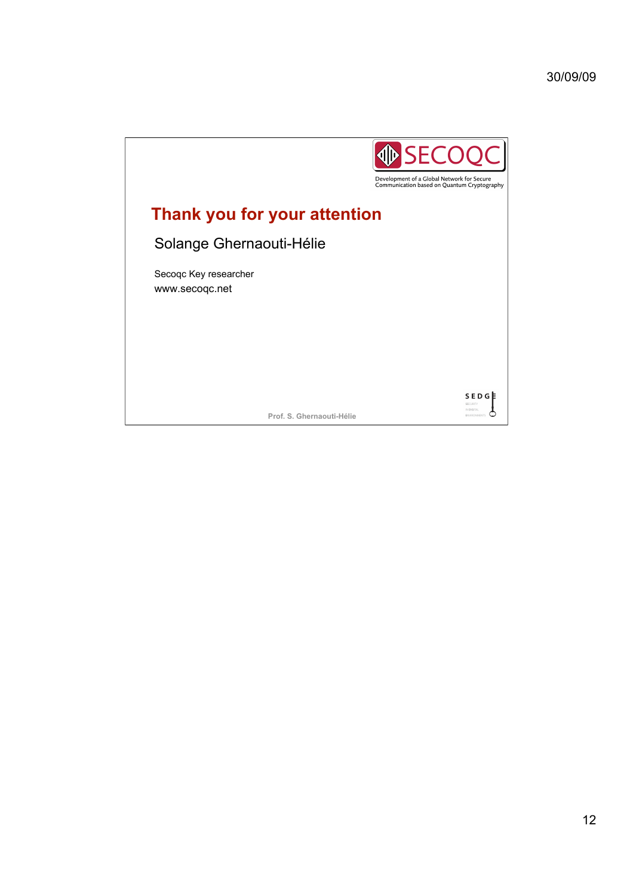SECOQC

Development of a Global Network for Secure Communication based on Quantum Cryptography

## Thank you for your attention

Solange Ghernaouti-Hélie

Secoqc Key researcher
www.secoqc.net

Prof. S. Ghernaouti-Hélie